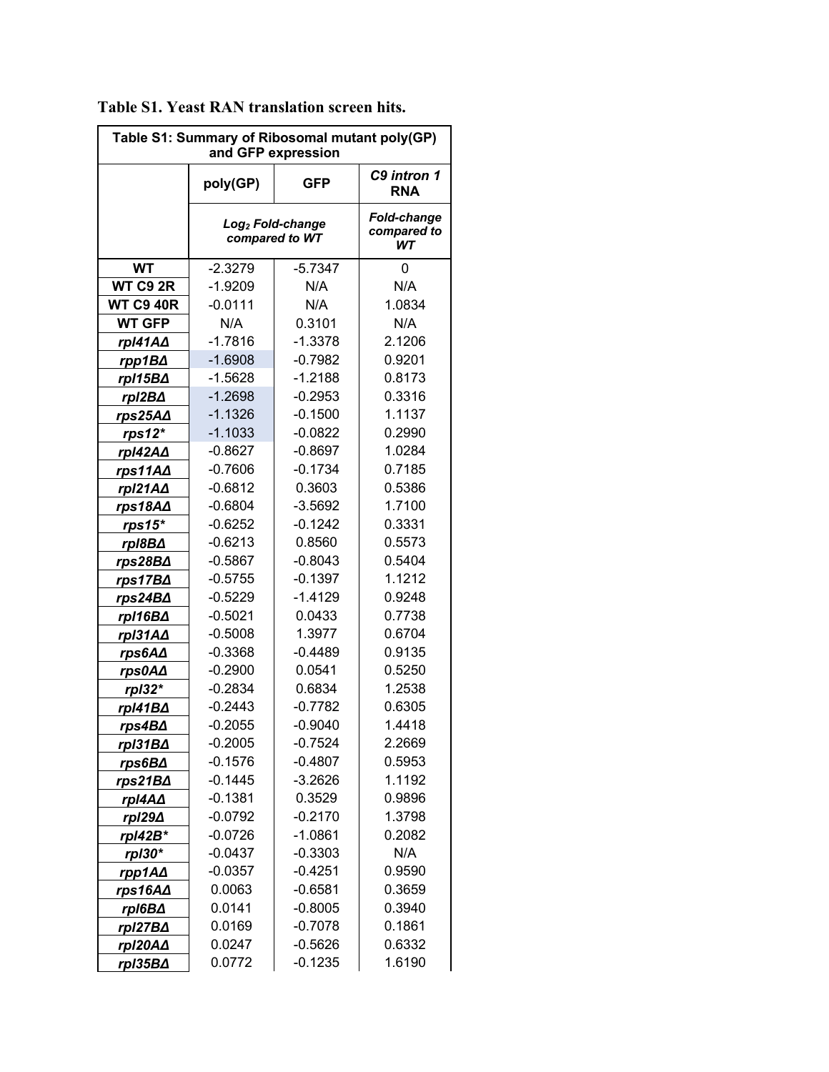**Table S1. Yeast RAN translation screen hits.**

| Table S1: Summary of Ribosomal mutant poly(GP) and GFP expression | | | |
|---|---|---|---|
| | poly(GP) | GFP | *C9 intron 1 RNA* |
| | *Log$_2$ Fold-change compared to WT* | | *Fold-change compared to WT* |
| **WT** | -2.3279 | -5.7347 | 0 |
| **WT C9 2R** | -1.9209 | N/A | N/A |
| **WT C9 40R** | -0.0111 | N/A | 1.0834 |
| **WT GFP** | N/A | 0.3101 | N/A |
| ***rpl41AΔ*** | -1.7816 | -1.3378 | 2.1206 |
| ***rpp1BΔ*** | -1.6908 | -0.7982 | 0.9201 |
| ***rpl15BΔ*** | -1.5628 | -1.2188 | 0.8173 |
| ***rpl2BΔ*** | -1.2698 | -0.2953 | 0.3316 |
| ***rps25AΔ*** | -1.1326 | -0.1500 | 1.1137 |
| ***rps12**** | -1.1033 | -0.0822 | 0.2990 |
| ***rpl42AΔ*** | -0.8627 | -0.8697 | 1.0284 |
| ***rps11AΔ*** | -0.7606 | -0.1734 | 0.7185 |
| ***rpl21AΔ*** | -0.6812 | 0.3603 | 0.5386 |
| ***rps18AΔ*** | -0.6804 | -3.5692 | 1.7100 |
| ***rps15**** | -0.6252 | -0.1242 | 0.3331 |
| ***rpl8BΔ*** | -0.6213 | 0.8560 | 0.5573 |
| ***rps28BΔ*** | -0.5867 | -0.8043 | 0.5404 |
| ***rps17BΔ*** | -0.5755 | -0.1397 | 1.1212 |
| ***rps24BΔ*** | -0.5229 | -1.4129 | 0.9248 |
| ***rpl16BΔ*** | -0.5021 | 0.0433 | 0.7738 |
| ***rpl31AΔ*** | -0.5008 | 1.3977 | 0.6704 |
| ***rps6AΔ*** | -0.3368 | -0.4489 | 0.9135 |
| ***rps0AΔ*** | -0.2900 | 0.0541 | 0.5250 |
| ***rpl32**** | -0.2834 | 0.6834 | 1.2538 |
| ***rpl41BΔ*** | -0.2443 | -0.7782 | 0.6305 |
| ***rps4BΔ*** | -0.2055 | -0.9040 | 1.4418 |
| ***rpl31BΔ*** | -0.2005 | -0.7524 | 2.2669 |
| ***rps6BΔ*** | -0.1576 | -0.4807 | 0.5953 |
| ***rps21BΔ*** | -0.1445 | -3.2626 | 1.1192 |
| ***rpl4AΔ*** | -0.1381 | 0.3529 | 0.9896 |
| ***rpl29Δ*** | -0.0792 | -0.2170 | 1.3798 |
| ***rpl42B**** | -0.0726 | -1.0861 | 0.2082 |
| ***rpl30**** | -0.0437 | -0.3303 | N/A |
| ***rpp1AΔ*** | -0.0357 | -0.4251 | 0.9590 |
| ***rps16AΔ*** | 0.0063 | -0.6581 | 0.3659 |
| ***rpl6BΔ*** | 0.0141 | -0.8005 | 0.3940 |
| ***rpl27BΔ*** | 0.0169 | -0.7078 | 0.1861 |
| ***rpl20AΔ*** | 0.0247 | -0.5626 | 0.6332 |
| ***rpl35BΔ*** | 0.0772 | -0.1235 | 1.6190 |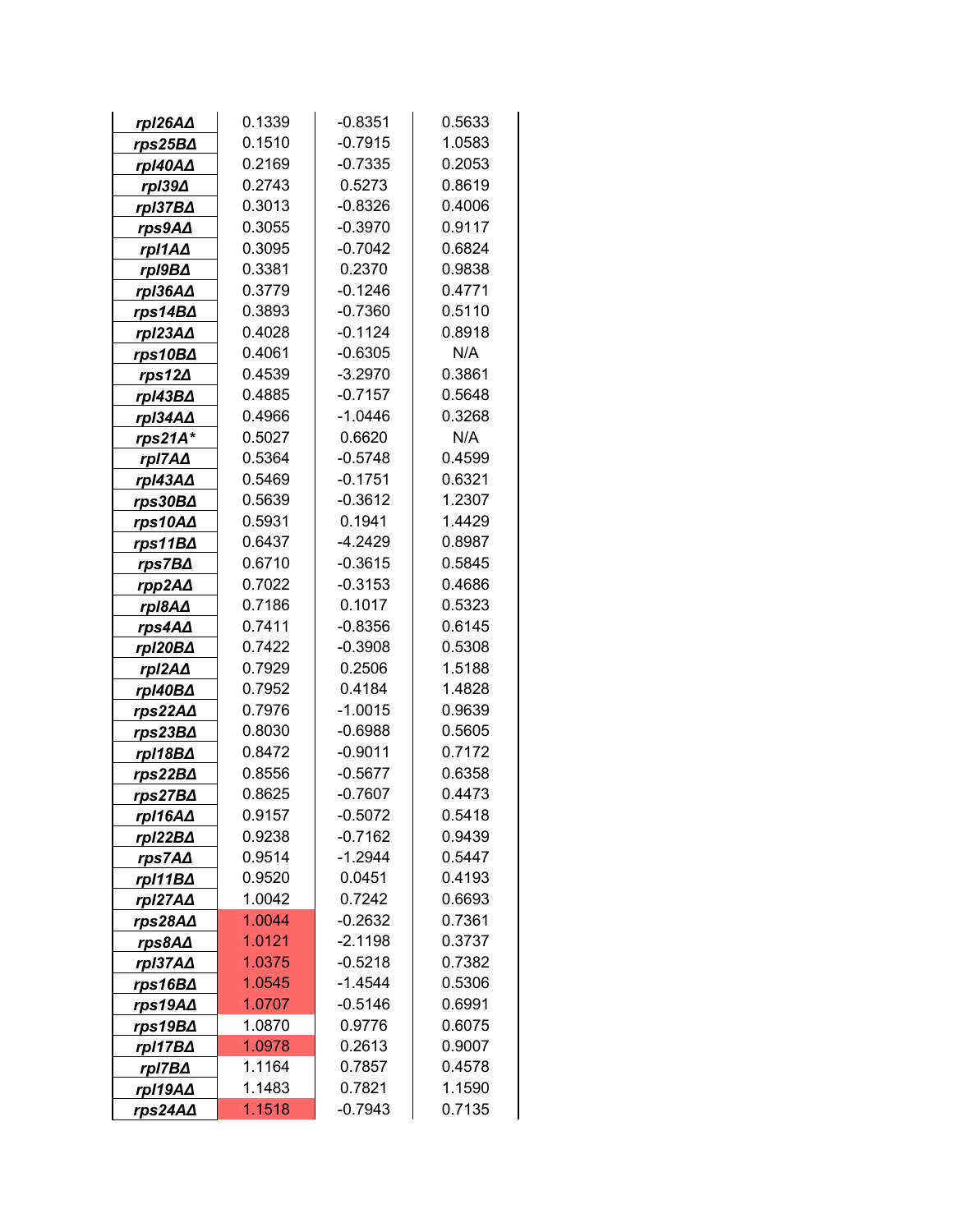| | | | |
|---|---|---|---|
| ***rpl26AΔ*** | 0.1339 | -0.8351 | 0.5633 |
| ***rps25BΔ*** | 0.1510 | -0.7915 | 1.0583 |
| ***rpl40AΔ*** | 0.2169 | -0.7335 | 0.2053 |
| ***rpl39Δ*** | 0.2743 | 0.5273 | 0.8619 |
| ***rpl37BΔ*** | 0.3013 | -0.8326 | 0.4006 |
| ***rps9AΔ*** | 0.3055 | -0.3970 | 0.9117 |
| ***rpl1AΔ*** | 0.3095 | -0.7042 | 0.6824 |
| ***rpl9BΔ*** | 0.3381 | 0.2370 | 0.9838 |
| ***rpl36AΔ*** | 0.3779 | -0.1246 | 0.4771 |
| ***rps14BΔ*** | 0.3893 | -0.7360 | 0.5110 |
| ***rpl23AΔ*** | 0.4028 | -0.1124 | 0.8918 |
| ***rps10BΔ*** | 0.4061 | -0.6305 | N/A |
| ***rps12Δ*** | 0.4539 | -3.2970 | 0.3861 |
| ***rpl43BΔ*** | 0.4885 | -0.7157 | 0.5648 |
| ***rpl34AΔ*** | 0.4966 | -1.0446 | 0.3268 |
| ***rps21A**** | 0.5027 | 0.6620 | N/A |
| ***rpl7AΔ*** | 0.5364 | -0.5748 | 0.4599 |
| ***rpl43AΔ*** | 0.5469 | -0.1751 | 0.6321 |
| ***rps30BΔ*** | 0.5639 | -0.3612 | 1.2307 |
| ***rps10AΔ*** | 0.5931 | 0.1941 | 1.4429 |
| ***rps11BΔ*** | 0.6437 | -4.2429 | 0.8987 |
| ***rps7BΔ*** | 0.6710 | -0.3615 | 0.5845 |
| ***rpp2AΔ*** | 0.7022 | -0.3153 | 0.4686 |
| ***rpl8AΔ*** | 0.7186 | 0.1017 | 0.5323 |
| ***rps4AΔ*** | 0.7411 | -0.8356 | 0.6145 |
| ***rpl20BΔ*** | 0.7422 | -0.3908 | 0.5308 |
| ***rpl2AΔ*** | 0.7929 | 0.2506 | 1.5188 |
| ***rpl40BΔ*** | 0.7952 | 0.4184 | 1.4828 |
| ***rps22AΔ*** | 0.7976 | -1.0015 | 0.9639 |
| ***rps23BΔ*** | 0.8030 | -0.6988 | 0.5605 |
| ***rpl18BΔ*** | 0.8472 | -0.9011 | 0.7172 |
| ***rps22BΔ*** | 0.8556 | -0.5677 | 0.6358 |
| ***rps27BΔ*** | 0.8625 | -0.7607 | 0.4473 |
| ***rpl16AΔ*** | 0.9157 | -0.5072 | 0.5418 |
| ***rpl22BΔ*** | 0.9238 | -0.7162 | 0.9439 |
| ***rps7AΔ*** | 0.9514 | -1.2944 | 0.5447 |
| ***rpl11BΔ*** | 0.9520 | 0.0451 | 0.4193 |
| ***rpl27AΔ*** | 1.0042 | 0.7242 | 0.6693 |
| ***rps28AΔ*** | 1.0044 | -0.2632 | 0.7361 |
| ***rps8AΔ*** | 1.0121 | -2.1198 | 0.3737 |
| ***rpl37AΔ*** | 1.0375 | -0.5218 | 0.7382 |
| ***rps16BΔ*** | 1.0545 | -1.4544 | 0.5306 |
| ***rps19AΔ*** | 1.0707 | -0.5146 | 0.6991 |
| ***rps19BΔ*** | 1.0870 | 0.9776 | 0.6075 |
| ***rpl17BΔ*** | 1.0978 | 0.2613 | 0.9007 |
| ***rpl7BΔ*** | 1.1164 | 0.7857 | 0.4578 |
| ***rpl19AΔ*** | 1.1483 | 0.7821 | 1.1590 |
| ***rps24AΔ*** | 1.1518 | -0.7943 | 0.7135 |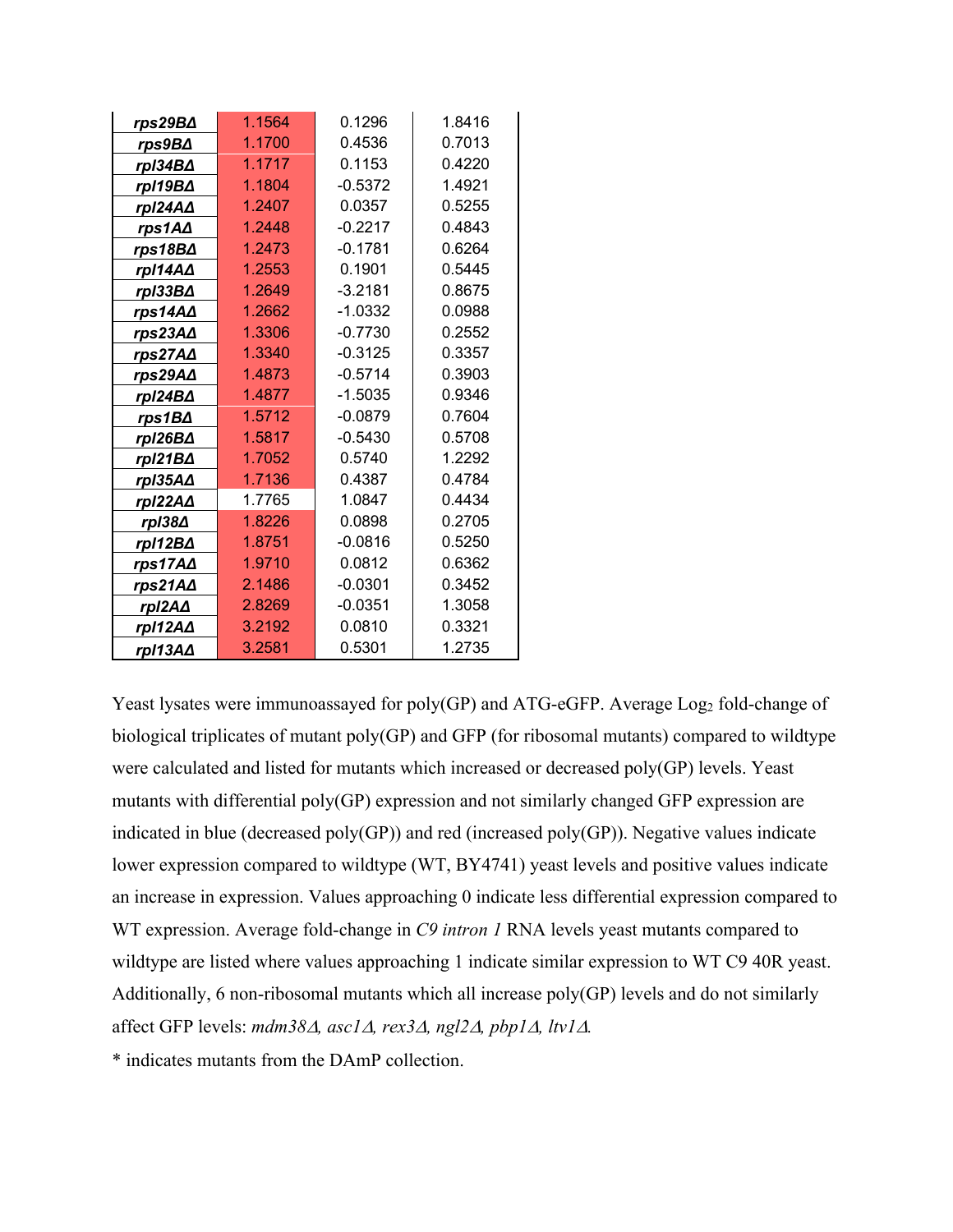| | | | |
|---|---|---|---|
| ***rps29BΔ*** | 1.1564 | 0.1296 | 1.8416 |
| ***rps9BΔ*** | 1.1700 | 0.4536 | 0.7013 |
| ***rpl34BΔ*** | 1.1717 | 0.1153 | 0.4220 |
| ***rpl19BΔ*** | 1.1804 | -0.5372 | 1.4921 |
| ***rpl24AΔ*** | 1.2407 | 0.0357 | 0.5255 |
| ***rps1AΔ*** | 1.2448 | -0.2217 | 0.4843 |
| ***rps18BΔ*** | 1.2473 | -0.1781 | 0.6264 |
| ***rpl14AΔ*** | 1.2553 | 0.1901 | 0.5445 |
| ***rpl33BΔ*** | 1.2649 | -3.2181 | 0.8675 |
| ***rps14AΔ*** | 1.2662 | -1.0332 | 0.0988 |
| ***rps23AΔ*** | 1.3306 | -0.7730 | 0.2552 |
| ***rps27AΔ*** | 1.3340 | -0.3125 | 0.3357 |
| ***rps29AΔ*** | 1.4873 | -0.5714 | 0.3903 |
| ***rpl24BΔ*** | 1.4877 | -1.5035 | 0.9346 |
| ***rps1BΔ*** | 1.5712 | -0.0879 | 0.7604 |
| ***rpl26BΔ*** | 1.5817 | -0.5430 | 0.5708 |
| ***rpl21BΔ*** | 1.7052 | 0.5740 | 1.2292 |
| ***rpl35AΔ*** | 1.7136 | 0.4387 | 0.4784 |
| ***rpl22AΔ*** | 1.7765 | 1.0847 | 0.4434 |
| ***rpl38Δ*** | 1.8226 | 0.0898 | 0.2705 |
| ***rpl12BΔ*** | 1.8751 | -0.0816 | 0.5250 |
| ***rps17AΔ*** | 1.9710 | 0.0812 | 0.6362 |
| ***rps21AΔ*** | 2.1486 | -0.0301 | 0.3452 |
| ***rpl2AΔ*** | 2.8269 | -0.0351 | 1.3058 |
| ***rpl12AΔ*** | 3.2192 | 0.0810 | 0.3321 |
| ***rpl13AΔ*** | 3.2581 | 0.5301 | 1.2735 |

Yeast lysates were immunoassayed for poly(GP) and ATG-eGFP. Average $Log_2$ fold-change of biological triplicates of mutant poly(GP) and GFP (for ribosomal mutants) compared to wildtype were calculated and listed for mutants which increased or decreased poly(GP) levels. Yeast mutants with differential poly(GP) expression and not similarly changed GFP expression are indicated in blue (decreased poly(GP)) and red (increased poly(GP)). Negative values indicate lower expression compared to wildtype (WT, BY4741) yeast levels and positive values indicate an increase in expression. Values approaching 0 indicate less differential expression compared to WT expression. Average fold-change in *C9 intron 1* RNA levels yeast mutants compared to wildtype are listed where values approaching 1 indicate similar expression to WT C9 40R yeast. Additionally, 6 non-ribosomal mutants which all increase poly(GP) levels and do not similarly affect GFP levels: *mdm38Δ, asc1Δ, rex3Δ, ngl2Δ, pbp1Δ, ltv1Δ.*

* indicates mutants from the DAmP collection.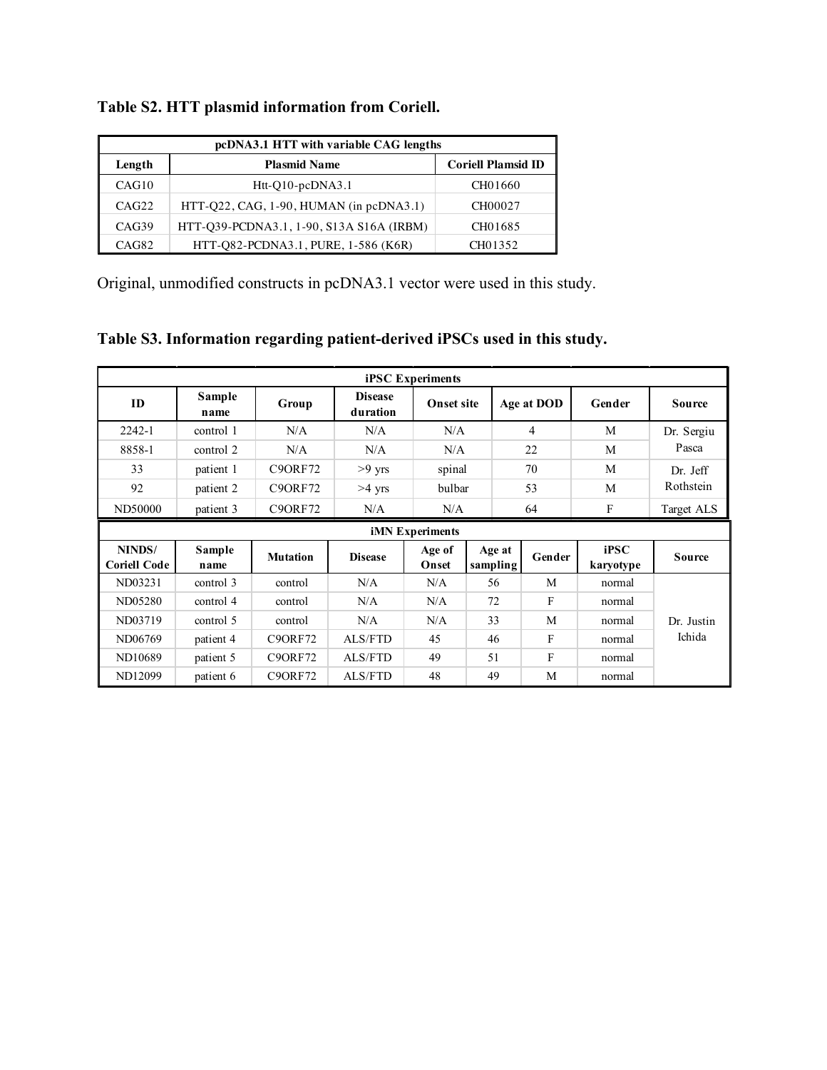**Table S2. HTT plasmid information from Coriell.**

| pcDNA3.1 HTT with variable CAG lengths | | |
|---|---|---|
| **Length** | **Plasmid Name** | **Coriell Plamsid ID** |
| CAG10 | Htt-Q10-pcDNA3.1 | CH01660 |
| CAG22 | HTT-Q22, CAG, 1-90, HUMAN (in pcDNA3.1) | CH00027 |
| CAG39 | HTT-Q39-PCDNA3.1, 1-90, S13A S16A (IRBM) | CH01685 |
| CAG82 | HTT-Q82-PCDNA3.1, PURE, 1-586 (K6R) | CH01352 |

Original, unmodified constructs in pcDNA3.1 vector were used in this study.

**Table S3. Information regarding patient-derived iPSCs used in this study.**

| iPSC Experiments | | | | | | | |
|---|---|---|---|---|---|---|---|
| **ID** | **Sample name** | **Group** | **Disease duration** | **Onset site** | **Age at DOD** | **Gender** | **Source** |
| 2242-1 | control 1 | N/A | N/A | N/A | 4 | M | Dr. Sergiu Pasca |
| 8858-1 | control 2 | N/A | N/A | N/A | 22 | M | |
| 33 | patient 1 | C9ORF72 | >9 yrs | spinal | 70 | M | Dr. Jeff Rothstein |
| 92 | patient 2 | C9ORF72 | >4 yrs | bulbar | 53 | M | |
| ND50000 | patient 3 | C9ORF72 | N/A | N/A | 64 | F | Target ALS |

| iMN Experiments | | | | | | | | |
|---|---|---|---|---|---|---|---|---|
| **NINDS/ Coriell Code** | **Sample name** | **Mutation** | **Disease** | **Age of Onset** | **Age at sampling** | **Gender** | **iPSC karyotype** | **Source** |
| ND03231 | control 3 | control | N/A | N/A | 56 | M | normal | Dr. Justin Ichida |
| ND05280 | control 4 | control | N/A | N/A | 72 | F | normal | |
| ND03719 | control 5 | control | N/A | N/A | 33 | M | normal | |
| ND06769 | patient 4 | C9ORF72 | ALS/FTD | 45 | 46 | F | normal | |
| ND10689 | patient 5 | C9ORF72 | ALS/FTD | 49 | 51 | F | normal | |
| ND12099 | patient 6 | C9ORF72 | ALS/FTD | 48 | 49 | M | normal | |